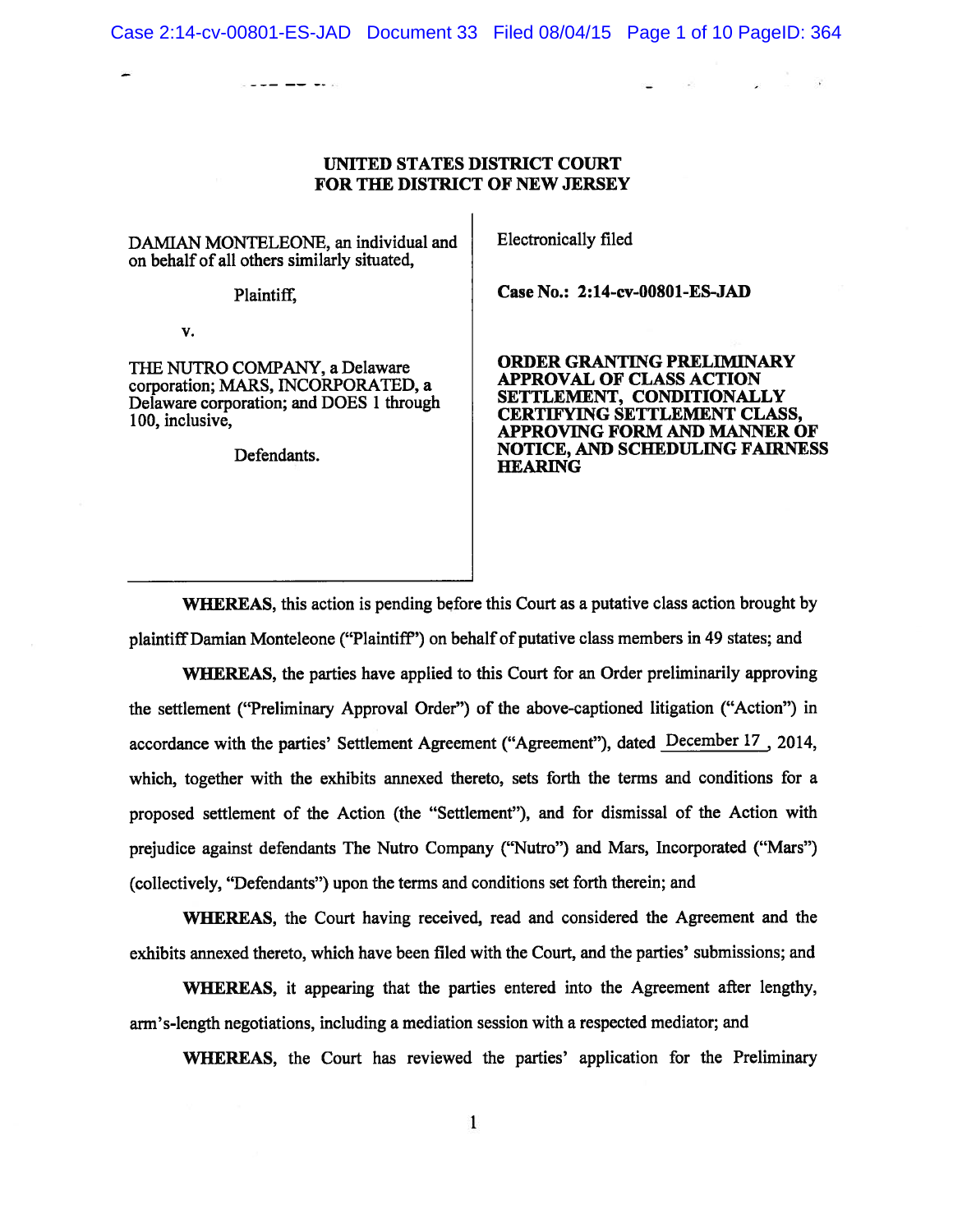**UNITED STATES DISTRICT COURT**
**FOR THE DISTRICT OF NEW JERSEY**

DAMIAN MONTELEONE, an individual and on behalf of all others similarly situated,

Plaintiff,

v.

THE NUTRO COMPANY, a Delaware corporation; MARS, INCORPORATED, a Delaware corporation; and DOES 1 through 100, inclusive,

Defendants.

Electronically filed

**Case No.: 2:14-cv-00801-ES-JAD**

**ORDER GRANTING PRELIMINARY APPROVAL OF CLASS ACTION SETTLEMENT, CONDITIONALLY CERTIFYING SETTLEMENT CLASS, APPROVING FORM AND MANNER OF NOTICE, AND SCHEDULING FAIRNESS HEARING**

**WHEREAS**, this action is pending before this Court as a putative class action brought by plaintiff Damian Monteleone ("Plaintiff") on behalf of putative class members in 49 states; and

**WHEREAS**, the parties have applied to this Court for an Order preliminarily approving the settlement ("Preliminary Approval Order") of the above-captioned litigation ("Action") in accordance with the parties' Settlement Agreement ("Agreement"), dated December 17, 2014, which, together with the exhibits annexed thereto, sets forth the terms and conditions for a proposed settlement of the Action (the "Settlement"), and for dismissal of the Action with prejudice against defendants The Nutro Company ("Nutro") and Mars, Incorporated ("Mars") (collectively, "Defendants") upon the terms and conditions set forth therein; and

**WHEREAS**, the Court having received, read and considered the Agreement and the exhibits annexed thereto, which have been filed with the Court, and the parties' submissions; and

**WHEREAS**, it appearing that the parties entered into the Agreement after lengthy, arm's-length negotiations, including a mediation session with a respected mediator; and

**WHEREAS**, the Court has reviewed the parties' application for the Preliminary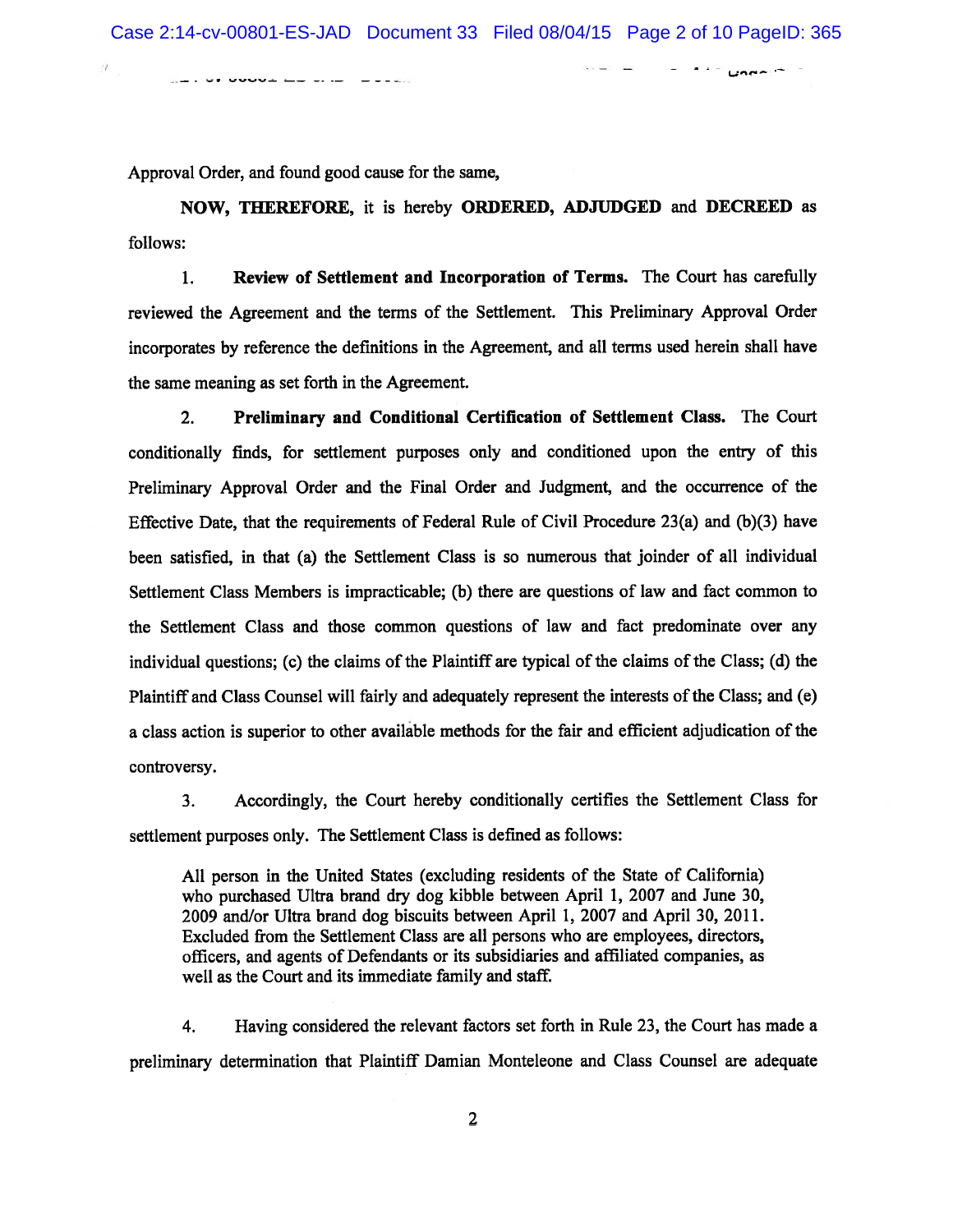Approval Order, and found good cause for the same,

**NOW, THEREFORE,** it is hereby **ORDERED, ADJUDGED** and **DECREED** as follows:

1. **Review of Settlement and Incorporation of Terms.** The Court has carefully reviewed the Agreement and the terms of the Settlement. This Preliminary Approval Order incorporates by reference the definitions in the Agreement, and all terms used herein shall have the same meaning as set forth in the Agreement.

2. **Preliminary and Conditional Certification of Settlement Class.** The Court conditionally finds, for settlement purposes only and conditioned upon the entry of this Preliminary Approval Order and the Final Order and Judgment, and the occurrence of the Effective Date, that the requirements of Federal Rule of Civil Procedure 23(a) and (b)(3) have been satisfied, in that (a) the Settlement Class is so numerous that joinder of all individual Settlement Class Members is impracticable; (b) there are questions of law and fact common to the Settlement Class and those common questions of law and fact predominate over any individual questions; (c) the claims of the Plaintiff are typical of the claims of the Class; (d) the Plaintiff and Class Counsel will fairly and adequately represent the interests of the Class; and (e) a class action is superior to other available methods for the fair and efficient adjudication of the controversy.

3. Accordingly, the Court hereby conditionally certifies the Settlement Class for settlement purposes only. The Settlement Class is defined as follows:

> All person in the United States (excluding residents of the State of California) who purchased Ultra brand dry dog kibble between April 1, 2007 and June 30, 2009 and/or Ultra brand dog biscuits between April 1, 2007 and April 30, 2011. Excluded from the Settlement Class are all persons who are employees, directors, officers, and agents of Defendants or its subsidiaries and affiliated companies, as well as the Court and its immediate family and staff.

4. Having considered the relevant factors set forth in Rule 23, the Court has made a preliminary determination that Plaintiff Damian Monteleone and Class Counsel are adequate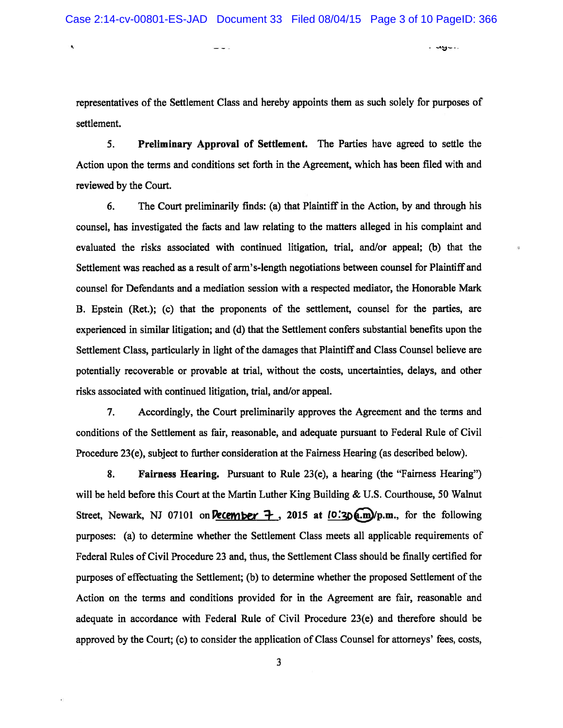representatives of the Settlement Class and hereby appoints them as such solely for purposes of settlement.

5. **Preliminary Approval of Settlement.** The Parties have agreed to settle the Action upon the terms and conditions set forth in the Agreement, which has been filed with and reviewed by the Court.

6. The Court preliminarily finds: (a) that Plaintiff in the Action, by and through his counsel, has investigated the facts and law relating to the matters alleged in his complaint and evaluated the risks associated with continued litigation, trial, and/or appeal; (b) that the Settlement was reached as a result of arm's-length negotiations between counsel for Plaintiff and counsel for Defendants and a mediation session with a respected mediator, the Honorable Mark B. Epstein (Ret.); (c) that the proponents of the settlement, counsel for the parties, are experienced in similar litigation; and (d) that the Settlement confers substantial benefits upon the Settlement Class, particularly in light of the damages that Plaintiff and Class Counsel believe are potentially recoverable or provable at trial, without the costs, uncertainties, delays, and other risks associated with continued litigation, trial, and/or appeal.

7. Accordingly, the Court preliminarily approves the Agreement and the terms and conditions of the Settlement as fair, reasonable, and adequate pursuant to Federal Rule of Civil Procedure 23(e), subject to further consideration at the Fairness Hearing (as described below).

8. **Fairness Hearing.** Pursuant to Rule 23(e), a hearing (the "Fairness Hearing") will be held before this Court at the Martin Luther King Building & U.S. Courthouse, 50 Walnut Street, Newark, NJ 07101 on **December 7**, **2015 at 10:30 a.m./p.m.**, for the following purposes: (a) to determine whether the Settlement Class meets all applicable requirements of Federal Rules of Civil Procedure 23 and, thus, the Settlement Class should be finally certified for purposes of effectuating the Settlement; (b) to determine whether the proposed Settlement of the Action on the terms and conditions provided for in the Agreement are fair, reasonable and adequate in accordance with Federal Rule of Civil Procedure 23(e) and therefore should be approved by the Court; (c) to consider the application of Class Counsel for attorneys' fees, costs,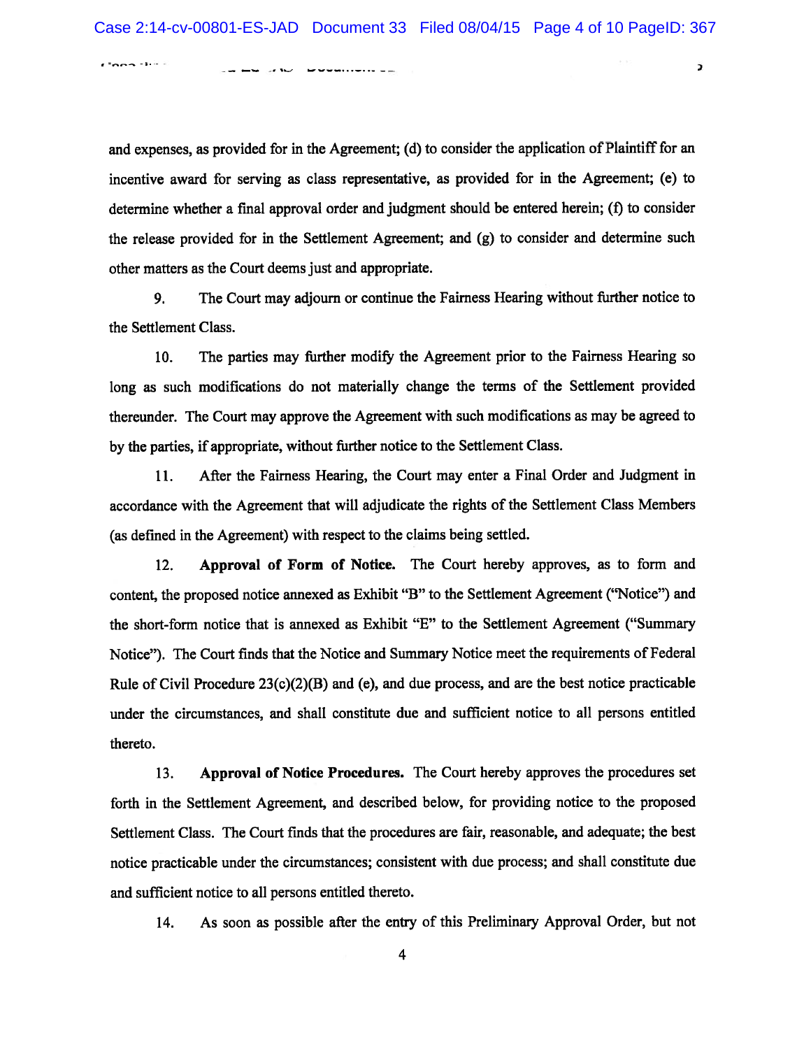and expenses, as provided for in the Agreement; (d) to consider the application of Plaintiff for an incentive award for serving as class representative, as provided for in the Agreement; (e) to determine whether a final approval order and judgment should be entered herein; (f) to consider the release provided for in the Settlement Agreement; and (g) to consider and determine such other matters as the Court deems just and appropriate.

9. The Court may adjourn or continue the Fairness Hearing without further notice to the Settlement Class.

10. The parties may further modify the Agreement prior to the Fairness Hearing so long as such modifications do not materially change the terms of the Settlement provided thereunder. The Court may approve the Agreement with such modifications as may be agreed to by the parties, if appropriate, without further notice to the Settlement Class.

11. After the Fairness Hearing, the Court may enter a Final Order and Judgment in accordance with the Agreement that will adjudicate the rights of the Settlement Class Members (as defined in the Agreement) with respect to the claims being settled.

12. **Approval of Form of Notice.** The Court hereby approves, as to form and content, the proposed notice annexed as Exhibit "B" to the Settlement Agreement ("Notice") and the short-form notice that is annexed as Exhibit "E" to the Settlement Agreement ("Summary Notice"). The Court finds that the Notice and Summary Notice meet the requirements of Federal Rule of Civil Procedure 23(c)(2)(B) and (e), and due process, and are the best notice practicable under the circumstances, and shall constitute due and sufficient notice to all persons entitled thereto.

13. **Approval of Notice Procedures.** The Court hereby approves the procedures set forth in the Settlement Agreement, and described below, for providing notice to the proposed Settlement Class. The Court finds that the procedures are fair, reasonable, and adequate; the best notice practicable under the circumstances; consistent with due process; and shall constitute due and sufficient notice to all persons entitled thereto.

14. As soon as possible after the entry of this Preliminary Approval Order, but not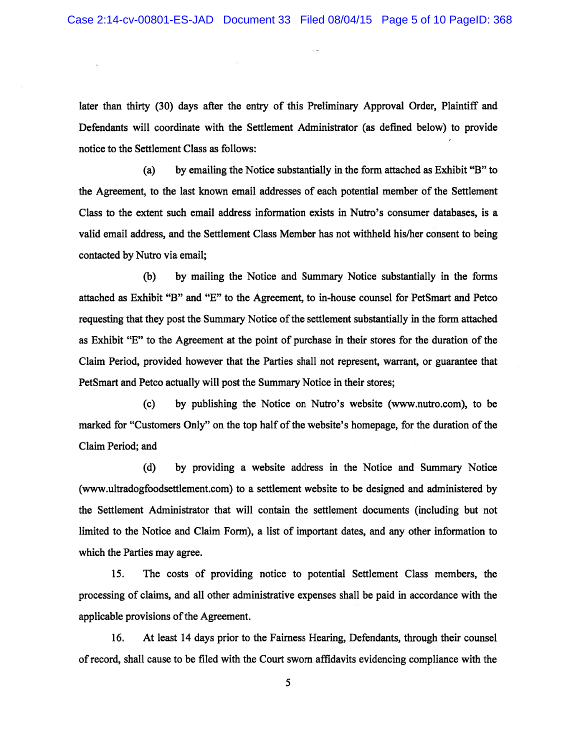later than thirty (30) days after the entry of this Preliminary Approval Order, Plaintiff and Defendants will coordinate with the Settlement Administrator (as defined below) to provide notice to the Settlement Class as follows:

(a) by emailing the Notice substantially in the form attached as Exhibit "B" to the Agreement, to the last known email addresses of each potential member of the Settlement Class to the extent such email address information exists in Nutro's consumer databases, is a valid email address, and the Settlement Class Member has not withheld his/her consent to being contacted by Nutro via email;

(b) by mailing the Notice and Summary Notice substantially in the forms attached as Exhibit "B" and "E" to the Agreement, to in-house counsel for PetSmart and Petco requesting that they post the Summary Notice of the settlement substantially in the form attached as Exhibit "E" to the Agreement at the point of purchase in their stores for the duration of the Claim Period, provided however that the Parties shall not represent, warrant, or guarantee that PetSmart and Petco actually will post the Summary Notice in their stores;

(c) by publishing the Notice on Nutro's website (www.nutro.com), to be marked for "Customers Only" on the top half of the website's homepage, for the duration of the Claim Period; and

(d) by providing a website address in the Notice and Summary Notice (www.ultradogfoodsettlement.com) to a settlement website to be designed and administered by the Settlement Administrator that will contain the settlement documents (including but not limited to the Notice and Claim Form), a list of important dates, and any other information to which the Parties may agree.

15. The costs of providing notice to potential Settlement Class members, the processing of claims, and all other administrative expenses shall be paid in accordance with the applicable provisions of the Agreement.

16. At least 14 days prior to the Fairness Hearing, Defendants, through their counsel of record, shall cause to be filed with the Court sworn affidavits evidencing compliance with the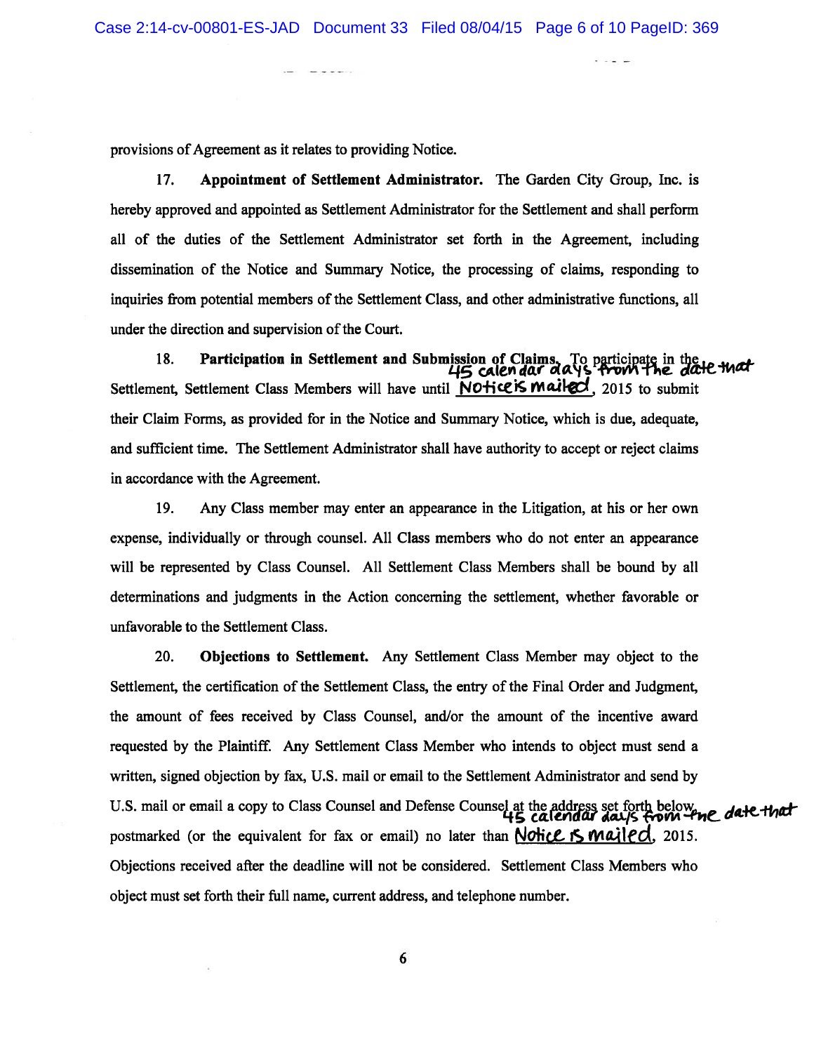provisions of Agreement as it relates to providing Notice.

17. **Appointment of Settlement Administrator.** The Garden City Group, Inc. is hereby approved and appointed as Settlement Administrator for the Settlement and shall perform all of the duties of the Settlement Administrator set forth in the Agreement, including dissemination of the Notice and Summary Notice, the processing of claims, responding to inquiries from potential members of the Settlement Class, and other administrative functions, all under the direction and supervision of the Court.

18. **Participation in Settlement and Submission of Claims.** To participate in the Settlement, Settlement Class Members will have until 45 calendar days from the date that Notice is mailed, 2015 to submit their Claim Forms, as provided for in the Notice and Summary Notice, which is due, adequate, and sufficient time. The Settlement Administrator shall have authority to accept or reject claims in accordance with the Agreement.

19. Any Class member may enter an appearance in the Litigation, at his or her own expense, individually or through counsel. All Class members who do not enter an appearance will be represented by Class Counsel. All Settlement Class Members shall be bound by all determinations and judgments in the Action concerning the settlement, whether favorable or unfavorable to the Settlement Class.

20. **Objections to Settlement.** Any Settlement Class Member may object to the Settlement, the certification of the Settlement Class, the entry of the Final Order and Judgment, the amount of fees received by Class Counsel, and/or the amount of the incentive award requested by the Plaintiff. Any Settlement Class Member who intends to object must send a written, signed objection by fax, U.S. mail or email to the Settlement Administrator and send by U.S. mail or email a copy to Class Counsel and Defense Counsel at the address set forth below, postmarked (or the equivalent for fax or email) no later than 45 calendar days from the date that Notice is mailed, 2015. Objections received after the deadline will not be considered. Settlement Class Members who object must set forth their full name, current address, and telephone number.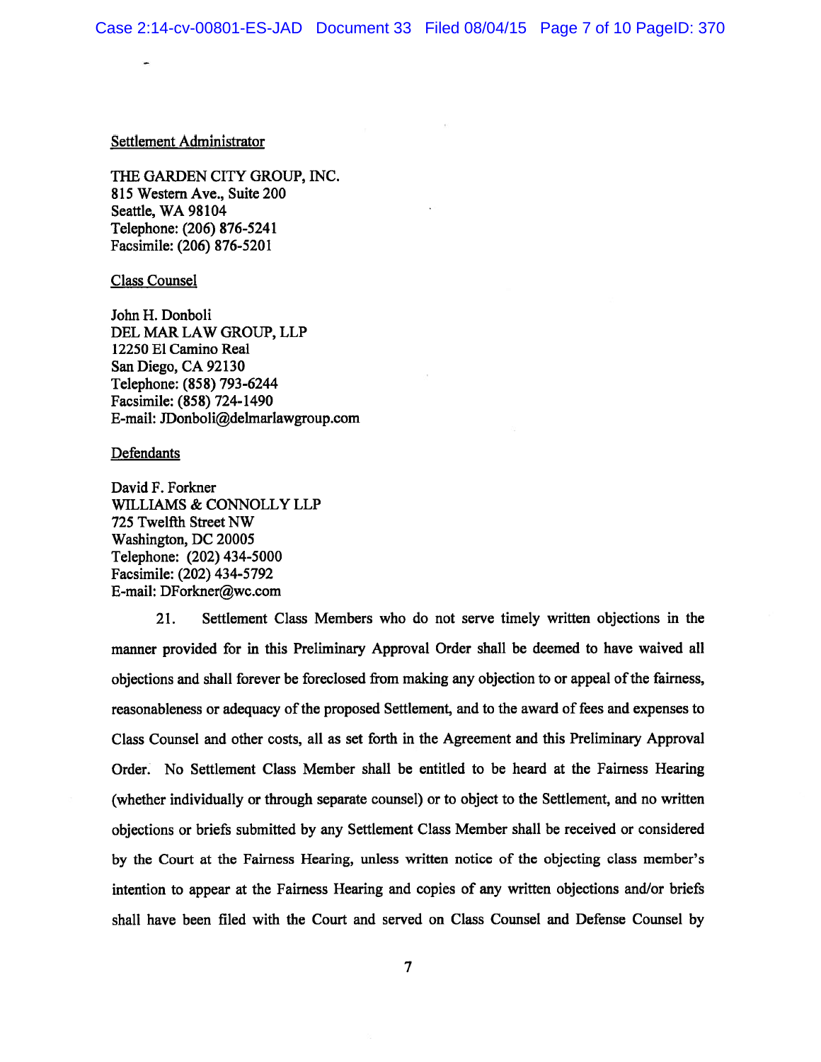Settlement Administrator

THE GARDEN CITY GROUP, INC.
815 Western Ave., Suite 200
Seattle, WA 98104
Telephone: (206) 876-5241
Facsimile: (206) 876-5201

Class Counsel

John H. Donboli
DEL MAR LAW GROUP, LLP
12250 El Camino Real
San Diego, CA 92130
Telephone: (858) 793-6244
Facsimile: (858) 724-1490
E-mail: JDonboli@delmarlawgroup.com

Defendants

David F. Forkner
WILLIAMS & CONNOLLY LLP
725 Twelfth Street NW
Washington, DC 20005
Telephone: (202) 434-5000
Facsimile: (202) 434-5792
E-mail: DForkner@wc.com

21. Settlement Class Members who do not serve timely written objections in the manner provided for in this Preliminary Approval Order shall be deemed to have waived all objections and shall forever be foreclosed from making any objection to or appeal of the fairness, reasonableness or adequacy of the proposed Settlement, and to the award of fees and expenses to Class Counsel and other costs, all as set forth in the Agreement and this Preliminary Approval Order. No Settlement Class Member shall be entitled to be heard at the Fairness Hearing (whether individually or through separate counsel) or to object to the Settlement, and no written objections or briefs submitted by any Settlement Class Member shall be received or considered by the Court at the Fairness Hearing, unless written notice of the objecting class member's intention to appear at the Fairness Hearing and copies of any written objections and/or briefs shall have been filed with the Court and served on Class Counsel and Defense Counsel by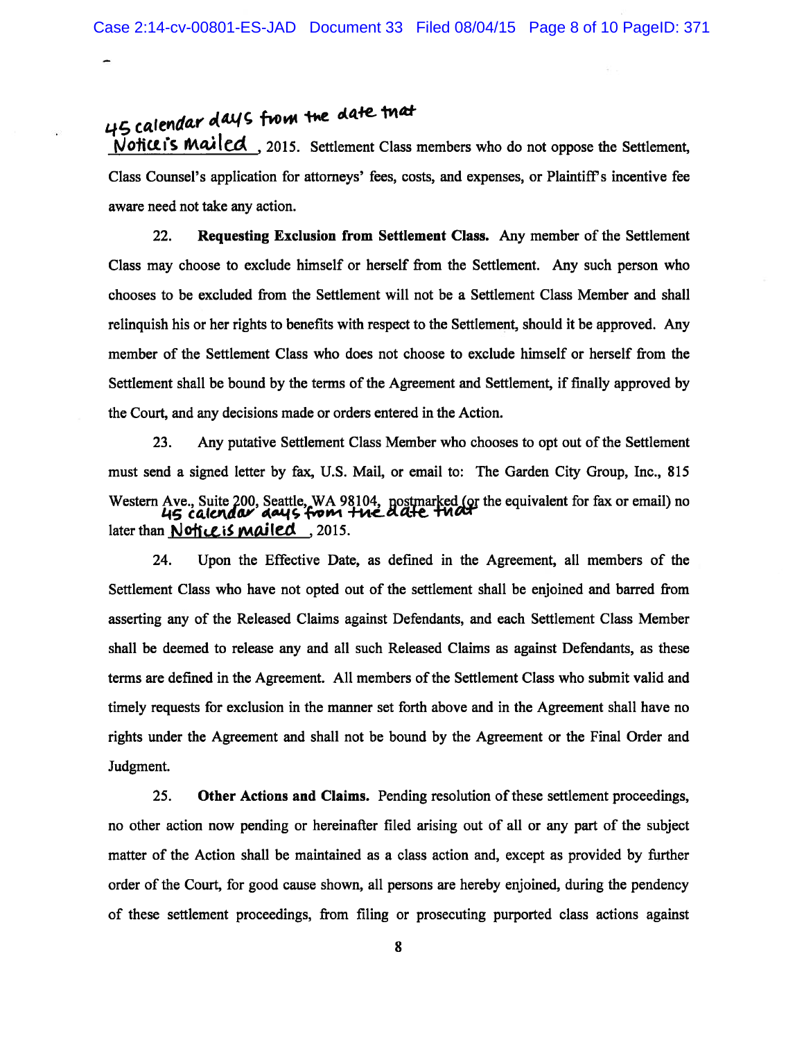45 calendar days from the date that Notice is mailed, 2015. Settlement Class members who do not oppose the Settlement, Class Counsel's application for attorneys' fees, costs, and expenses, or Plaintiff's incentive fee aware need not take any action.

22. **Requesting Exclusion from Settlement Class.** Any member of the Settlement Class may choose to exclude himself or herself from the Settlement. Any such person who chooses to be excluded from the Settlement will not be a Settlement Class Member and shall relinquish his or her rights to benefits with respect to the Settlement, should it be approved. Any member of the Settlement Class who does not choose to exclude himself or herself from the Settlement shall be bound by the terms of the Agreement and Settlement, if finally approved by the Court, and any decisions made or orders entered in the Action.

23. Any putative Settlement Class Member who chooses to opt out of the Settlement must send a signed letter by fax, U.S. Mail, or email to: The Garden City Group, Inc., 815 Western Ave., Suite 200, Seattle, WA 98104, postmarked (or the equivalent for fax or email) no later than 45 calendar days from the date that Notice is mailed, 2015.

24. Upon the Effective Date, as defined in the Agreement, all members of the Settlement Class who have not opted out of the settlement shall be enjoined and barred from asserting any of the Released Claims against Defendants, and each Settlement Class Member shall be deemed to release any and all such Released Claims as against Defendants, as these terms are defined in the Agreement. All members of the Settlement Class who submit valid and timely requests for exclusion in the manner set forth above and in the Agreement shall have no rights under the Agreement and shall not be bound by the Agreement or the Final Order and Judgment.

25. **Other Actions and Claims.** Pending resolution of these settlement proceedings, no other action now pending or hereinafter filed arising out of all or any part of the subject matter of the Action shall be maintained as a class action and, except as provided by further order of the Court, for good cause shown, all persons are hereby enjoined, during the pendency of these settlement proceedings, from filing or prosecuting purported class actions against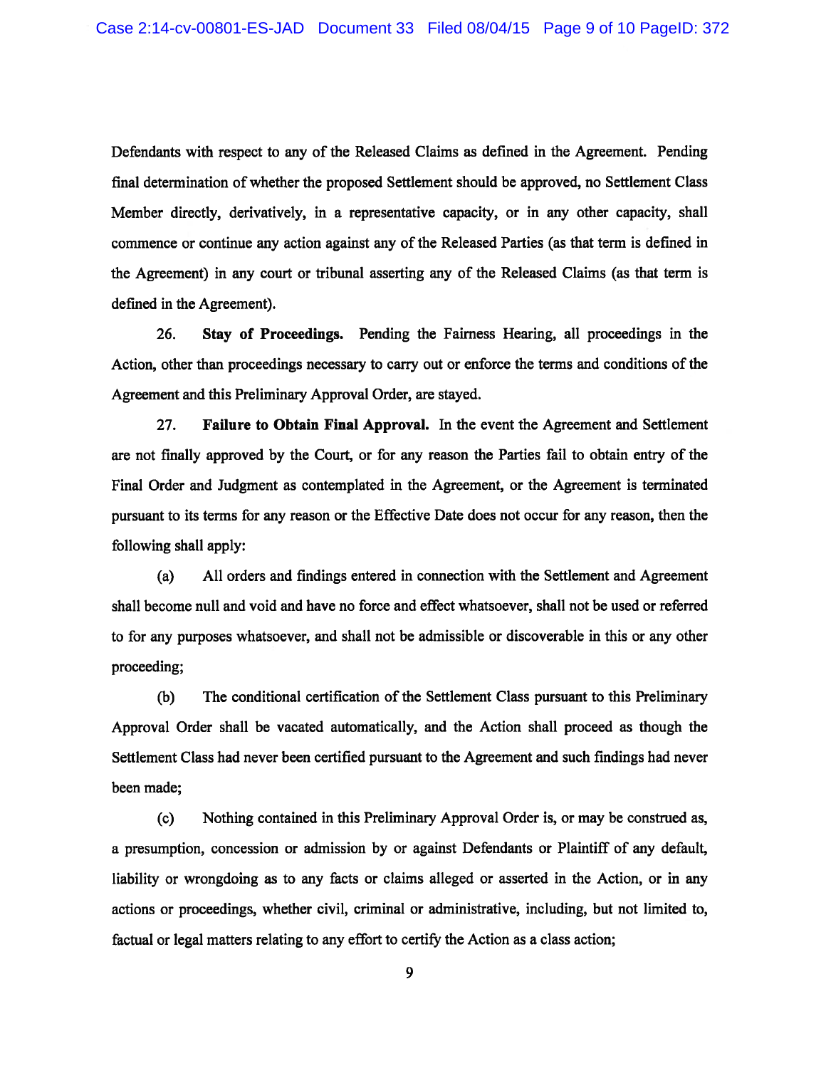Defendants with respect to any of the Released Claims as defined in the Agreement. Pending final determination of whether the proposed Settlement should be approved, no Settlement Class Member directly, derivatively, in a representative capacity, or in any other capacity, shall commence or continue any action against any of the Released Parties (as that term is defined in the Agreement) in any court or tribunal asserting any of the Released Claims (as that term is defined in the Agreement).

26. **Stay of Proceedings.** Pending the Fairness Hearing, all proceedings in the Action, other than proceedings necessary to carry out or enforce the terms and conditions of the Agreement and this Preliminary Approval Order, are stayed.

27. **Failure to Obtain Final Approval.** In the event the Agreement and Settlement are not finally approved by the Court, or for any reason the Parties fail to obtain entry of the Final Order and Judgment as contemplated in the Agreement, or the Agreement is terminated pursuant to its terms for any reason or the Effective Date does not occur for any reason, then the following shall apply:

(a) All orders and findings entered in connection with the Settlement and Agreement shall become null and void and have no force and effect whatsoever, shall not be used or referred to for any purposes whatsoever, and shall not be admissible or discoverable in this or any other proceeding;

(b) The conditional certification of the Settlement Class pursuant to this Preliminary Approval Order shall be vacated automatically, and the Action shall proceed as though the Settlement Class had never been certified pursuant to the Agreement and such findings had never been made;

(c) Nothing contained in this Preliminary Approval Order is, or may be construed as, a presumption, concession or admission by or against Defendants or Plaintiff of any default, liability or wrongdoing as to any facts or claims alleged or asserted in the Action, or in any actions or proceedings, whether civil, criminal or administrative, including, but not limited to, factual or legal matters relating to any effort to certify the Action as a class action;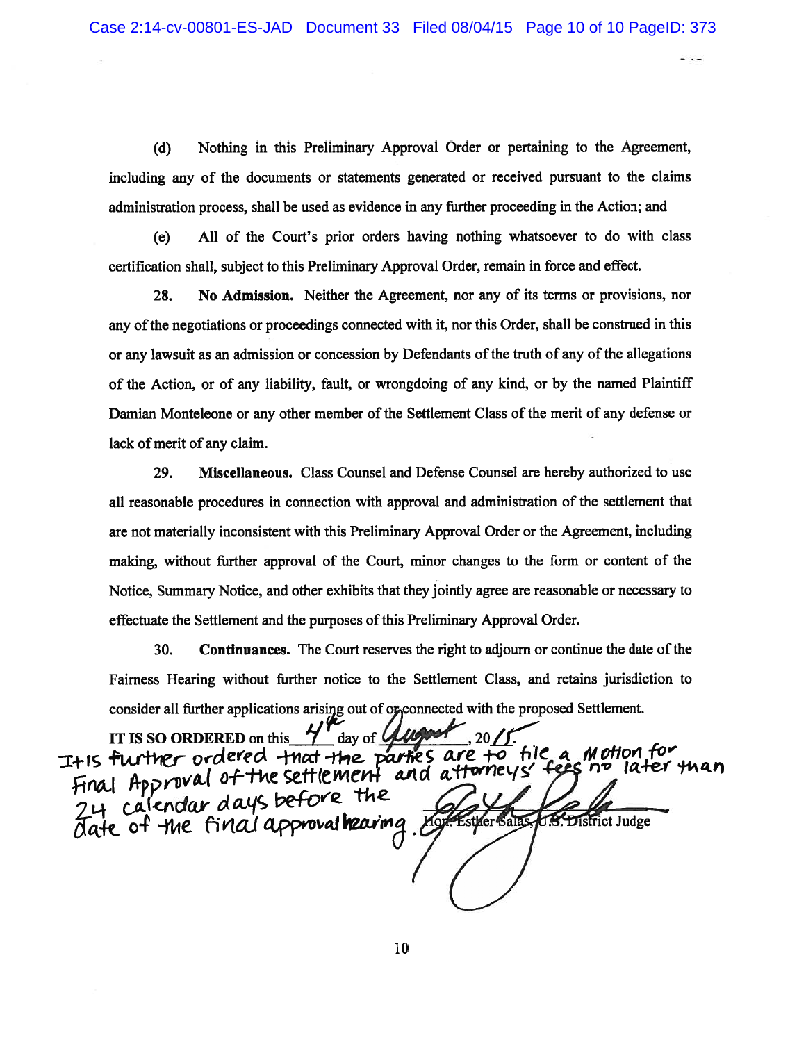(d) Nothing in this Preliminary Approval Order or pertaining to the Agreement, including any of the documents or statements generated or received pursuant to the claims administration process, shall be used as evidence in any further proceeding in the Action; and

(e) All of the Court's prior orders having nothing whatsoever to do with class certification shall, subject to this Preliminary Approval Order, remain in force and effect.

28. **No Admission.** Neither the Agreement, nor any of its terms or provisions, nor any of the negotiations or proceedings connected with it, nor this Order, shall be construed in this or any lawsuit as an admission or concession by Defendants of the truth of any of the allegations of the Action, or of any liability, fault, or wrongdoing of any kind, or by the named Plaintiff Damian Monteleone or any other member of the Settlement Class of the merit of any defense or lack of merit of any claim.

29. **Miscellaneous.** Class Counsel and Defense Counsel are hereby authorized to use all reasonable procedures in connection with approval and administration of the settlement that are not materially inconsistent with this Preliminary Approval Order or the Agreement, including making, without further approval of the Court, minor changes to the form or content of the Notice, Summary Notice, and other exhibits that they jointly agree are reasonable or necessary to effectuate the Settlement and the purposes of this Preliminary Approval Order.

30. **Continuances.** The Court reserves the right to adjourn or continue the date of the Fairness Hearing without further notice to the Settlement Class, and retains jurisdiction to consider all further applications arising out of or connected with the proposed Settlement.

**IT IS SO ORDERED** on this 4th day of August, 2015.

It is further ordered that the parties are to file a Motion for Final Approval of the settlement and attorneys' fees no later than 24 calendar days before the date of the final approval hearing.

Hon. Esther Salas, U.S. District Judge